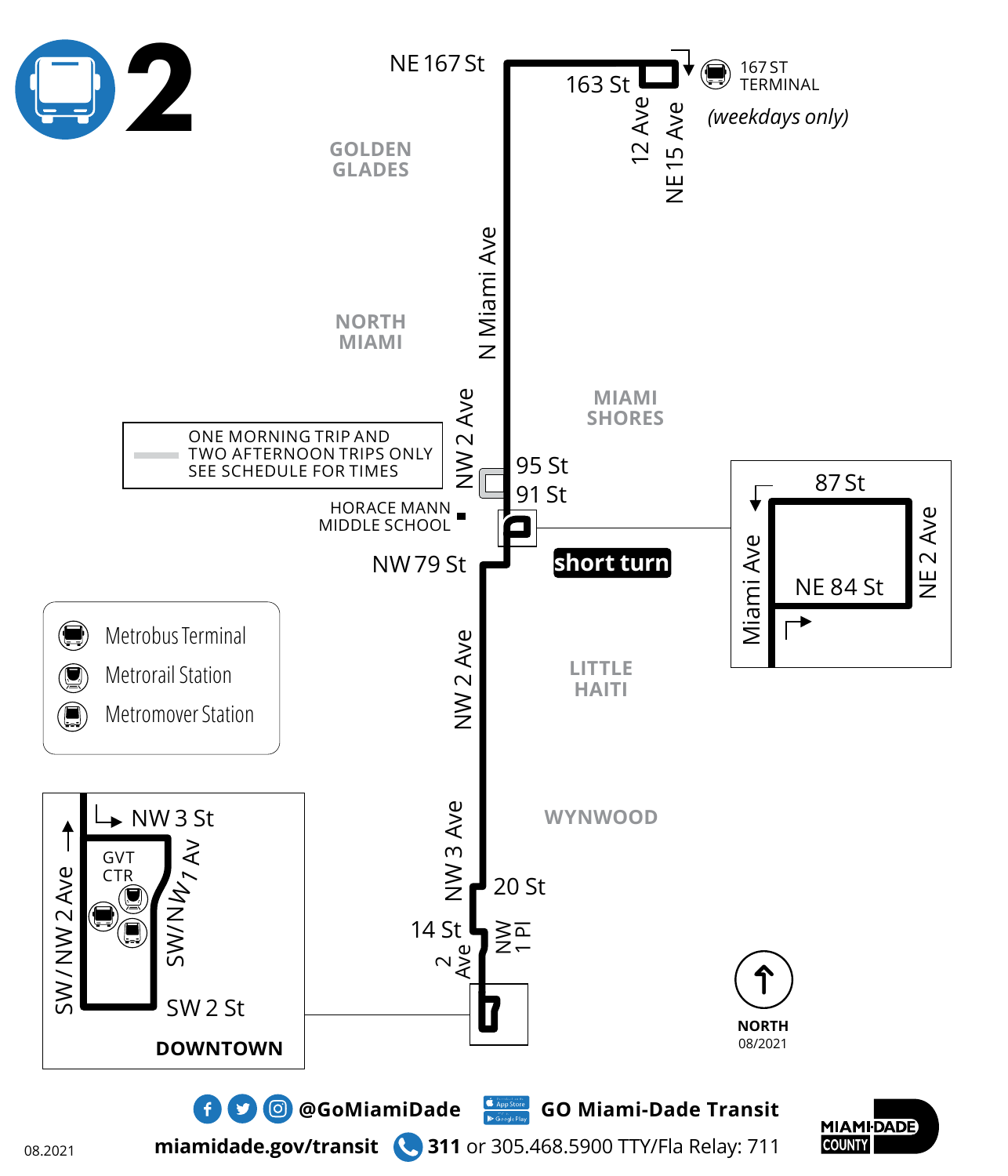# 2

NE 167 St

163 St

12 Ave

NE 15 Ave

167 ST TERMINAL

*(weekdays only)*

GOLDEN GLADES

N Miami Ave

NORTH MIAMI

MIAMI SHORES

NW 2 Ave

ONE MORNING TRIP AND TWO AFTERNOON TRIPS ONLY SEE SCHEDULE FOR TIMES

95 St

91 St

HORACE MANN MIDDLE SCHOOL

NW 79 St

**short turn**

87 St

Miami Ave

NE 84 St

NE 2 Ave

- Metrobus Terminal
- Metrorail Station
- Metromover Station

LITTLE HAITI

NW 2 Ave

WYNWOOD

NW 3 Ave

20 St

14 St

2 Ave

NW 1 Pl

NW 3 St

GVT CTR

SW/NW 2 Ave

SW/NW 1 Av

SW 2 St

**DOWNTOWN**

**NORTH**

08/2021

@GoMiamiDade

GO Miami-Dade Transit

miamidade.gov/transit

**311** or 305.468.5900 TTY/Fla Relay: 711

MIAMI-DADE COUNTY

08.2021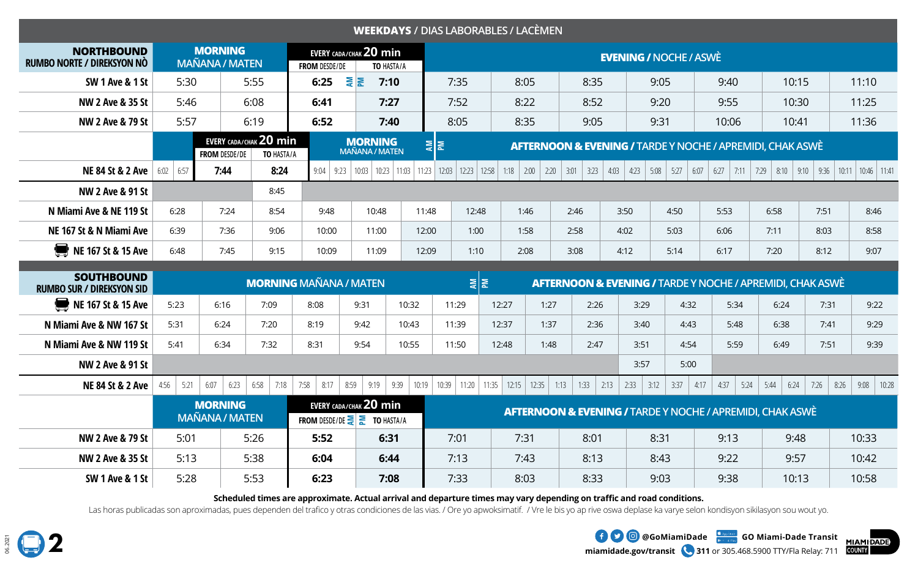## WEEKDAYS / DIAS LABORABLES / LACÈMEN

### NORTHBOUND / RUMBO NORTE / DIREKSYON NÒ

| Stop | MORNING / MAÑANA / MATEN | | EVERY CADA/CHAK 20 min FROM DESDE/DE (AM) | TO HASTA/A (PM) | EVENING / NOCHE / ASWÈ | | | | | | |
|---|---|---|---|---|---|---|---|---|---|---|---|
| SW 1 Ave & 1 St | 5:30 | 5:55 | 6:25 | 7:10 | 7:35 | 8:05 | 8:35 | 9:05 | 9:40 | 10:15 | 11:10 |
| NW 2 Ave & 35 St | 5:46 | 6:08 | 6:41 | 7:27 | 7:52 | 8:22 | 8:52 | 9:20 | 9:55 | 10:30 | 11:25 |
| NW 2 Ave & 79 St | 5:57 | 6:19 | 6:52 | 7:40 | 8:05 | 8:35 | 9:05 | 9:31 | 10:06 | 10:41 | 11:36 |

| Stop | | | EVERY CADA/CHAK 20 min FROM DESDE/DE | TO HASTA/A | MORNING / MAÑANA / MATEN (AM) | | | | | |
|---|---|---|---|---|---|---|---|---|---|---|
| NE 84 St & 2 Ave | 6:02 | 6:57 | 7:44 | 8:24 | 9:04 | 9:23 | 10:03 | 10:23 | 11:03 | 11:23 |

| Stop | AFTERNOON & EVENING / TARDE Y NOCHE / APREMIDI, CHAK ASWÈ (PM) | | | | | | | | | | | | | | | | | | | | | |
|---|---|---|---|---|---|---|---|---|---|---|---|---|---|---|---|---|---|---|---|---|---|---|
| NE 84 St & 2 Ave | 12:03 | 12:23 | 12:58 | 1:18 | 2:00 | 2:20 | 3:01 | 3:23 | 4:03 | 4:23 | 5:08 | 5:27 | 6:07 | 6:27 | 7:11 | 7:29 | 8:10 | 9:10 | 9:36 | 10:11 | 10:46 | 11:41 |

| Stop | | | | | | | | | | | | | | | |
|---|---|---|---|---|---|---|---|---|---|---|---|---|---|---|---|
| NW 2 Ave & 91 St | | | 8:45 | | | | | | | | | | | | |
| N Miami Ave & NE 119 St | 6:28 | 7:24 | 8:54 | 9:48 | 10:48 | 11:48 | 12:48 | 1:46 | 2:46 | 3:50 | 4:50 | 5:53 | 6:58 | 7:51 | 8:46 |
| NE 167 St & N Miami Ave | 6:39 | 7:36 | 9:06 | 10:00 | 11:00 | 12:00 | 1:00 | 1:58 | 2:58 | 4:02 | 5:03 | 6:06 | 7:11 | 8:03 | 8:58 |
| NE 167 St & 15 Ave | 6:48 | 7:45 | 9:15 | 10:09 | 11:09 | 12:09 | 1:10 | 2:08 | 3:08 | 4:12 | 5:14 | 6:17 | 7:20 | 8:12 | 9:07 |

### SOUTHBOUND / RUMBO SUR / DIREKSYON SID

| Stop | MORNING MAÑANA / MATEN (AM) | | | | | | | AFTERNOON & EVENING / TARDE Y NOCHE / APREMIDI, CHAK ASWÈ (PM) | | | | | | | | |
|---|---|---|---|---|---|---|---|---|---|---|---|---|---|---|---|---|
| NE 167 St & 15 Ave | 5:23 | 6:16 | 7:09 | 8:08 | 9:31 | 10:32 | 11:29 | 12:27 | 1:27 | 2:26 | 3:29 | 4:32 | 5:34 | 6:24 | 7:31 | 9:22 |
| N Miami Ave & NW 167 St | 5:31 | 6:24 | 7:20 | 8:19 | 9:42 | 10:43 | 11:39 | 12:37 | 1:37 | 2:36 | 3:40 | 4:43 | 5:48 | 6:38 | 7:41 | 9:29 |
| N Miami Ave & NW 119 St | 5:41 | 6:34 | 7:32 | 8:31 | 9:54 | 10:55 | 11:50 | 12:48 | 1:48 | 2:47 | 3:51 | 4:54 | 5:59 | 6:49 | 7:51 | 9:39 |
| NW 2 Ave & 91 St | | | | | | | | | | | 3:57 | 5:00 | | | | |

| Stop | | | | | | | | | | | | | | | | | | | | | | | | | | | | | | | | |
|---|---|---|---|---|---|---|---|---|---|---|---|---|---|---|---|---|---|---|---|---|---|---|---|---|---|---|---|---|---|---|---|---|
| NE 84 St & 2 Ave | 4:56 | 5:21 | 6:07 | 6:23 | 6:58 | 7:18 | 7:58 | 8:17 | 8:59 | 9:19 | 9:39 | 10:19 | 10:39 | 11:20 | 11:35 | 12:15 | 12:35 | 1:13 | 1:33 | 2:13 | 2:33 | 3:12 | 3:37 | 4:17 | 4:37 | 5:24 | 5:44 | 6:24 | 7:26 | 8:26 | 9:08 | 10:28 |

| Stop | MORNING / MAÑANA / MATEN | | EVERY CADA/CHAK 20 min FROM DESDE/DE (AM) | TO HASTA/A (PM) | AFTERNOON & EVENING / TARDE Y NOCHE / APREMIDI, CHAK ASWÈ | | | | | | |
|---|---|---|---|---|---|---|---|---|---|---|---|
| NW 2 Ave & 79 St | 5:01 | 5:26 | 5:52 | 6:31 | 7:01 | 7:31 | 8:01 | 8:31 | 9:13 | 9:48 | 10:33 |
| NW 2 Ave & 35 St | 5:13 | 5:38 | 6:04 | 6:44 | 7:13 | 7:43 | 8:13 | 8:43 | 9:22 | 9:57 | 10:42 |
| SW 1 Ave & 1 St | 5:28 | 5:53 | 6:23 | 7:08 | 7:33 | 8:03 | 8:33 | 9:03 | 9:38 | 10:13 | 10:58 |

**Scheduled times are approximate. Actual arrival and departure times may vary depending on traffic and road conditions.**

Las horas publicadas son aproximadas, pues dependen del trafico y otras condiciones de las vias. / Ore yo apwoksimatif. / Vre le bis yo ap rive oswa deplase ka varye selon kondisyon sikilasyon sou wout yo.

**2**

@GoMiamiDade · GO Miami-Dade Transit

miamidade.gov/transit · 311 or 305.468.5900 TTY/Fla Relay: 711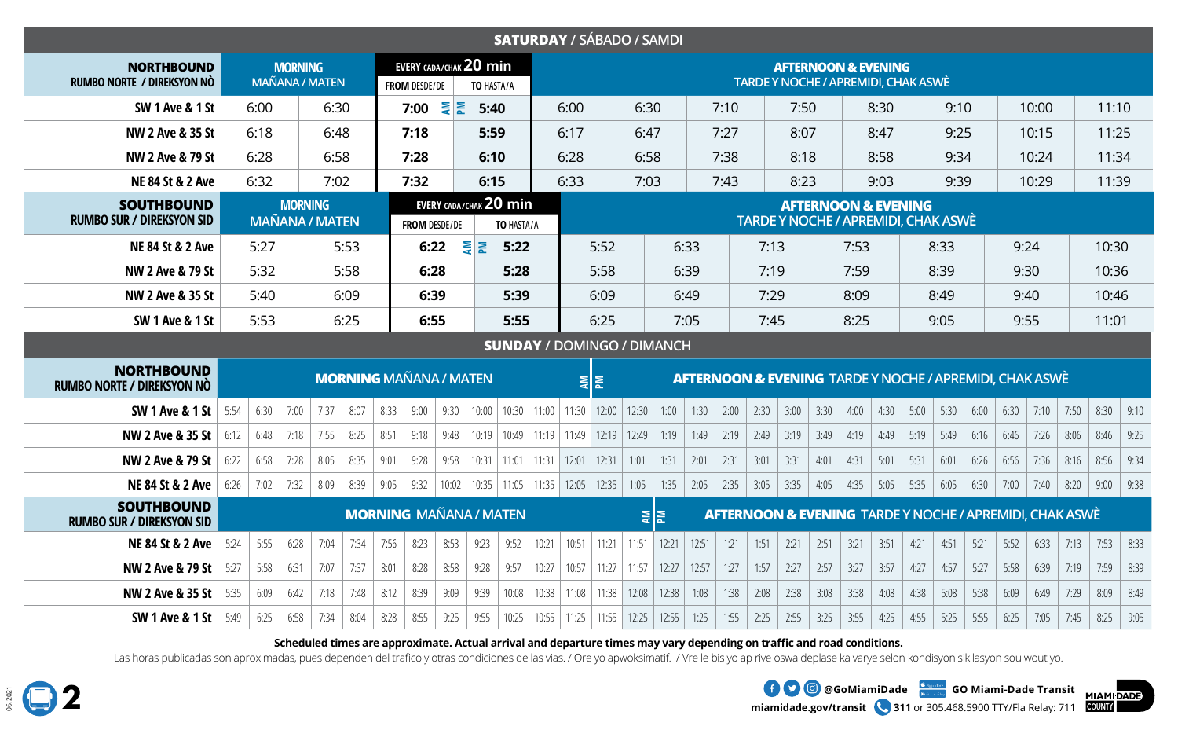## SATURDAY / SÁBADO / SAMDI

| NORTHBOUND RUMBO NORTE / DIREKSYON NÒ | MORNING MAÑANA / MATEN | | EVERY CADA/CHAK 20 min FROM DESDE/DE | TO HASTA/A | AFTERNOON & EVENING TARDE Y NOCHE / APREMIDI, CHAK ASWÈ | | | | | | | |
|---|---|---|---|---|---|---|---|---|---|---|---|---|
| SW 1 Ave & 1 St | 6:00 | 6:30 | 7:00 AM | PM 5:40 | 6:00 | 6:30 | 7:10 | 7:50 | 8:30 | 9:10 | 10:00 | 11:10 |
| NW 2 Ave & 35 St | 6:18 | 6:48 | 7:18 | 5:59 | 6:17 | 6:47 | 7:27 | 8:07 | 8:47 | 9:25 | 10:15 | 11:25 |
| NW 2 Ave & 79 St | 6:28 | 6:58 | 7:28 | 6:10 | 6:28 | 6:58 | 7:38 | 8:18 | 8:58 | 9:34 | 10:24 | 11:34 |
| NE 84 St & 2 Ave | 6:32 | 7:02 | 7:32 | 6:15 | 6:33 | 7:03 | 7:43 | 8:23 | 9:03 | 9:39 | 10:29 | 11:39 |

| SOUTHBOUND RUMBO SUR / DIREKSYON SID | MORNING MAÑANA / MATEN | | EVERY CADA/CHAK 20 min FROM DESDE/DE | TO HASTA/A | AFTERNOON & EVENING TARDE Y NOCHE / APREMIDI, CHAK ASWÈ | | | | | | |
|---|---|---|---|---|---|---|---|---|---|---|---|
| NE 84 St & 2 Ave | 5:27 | 5:53 | 6:22 AM | PM 5:22 | 5:52 | 6:33 | 7:13 | 7:53 | 8:33 | 9:24 | 10:30 |
| NW 2 Ave & 79 St | 5:32 | 5:58 | 6:28 | 5:28 | 5:58 | 6:39 | 7:19 | 7:59 | 8:39 | 9:30 | 10:36 |
| NW 2 Ave & 35 St | 5:40 | 6:09 | 6:39 | 5:39 | 6:09 | 6:49 | 7:29 | 8:09 | 8:49 | 9:40 | 10:46 |
| SW 1 Ave & 1 St | 5:53 | 6:25 | 6:55 | 5:55 | 6:25 | 7:05 | 7:45 | 8:25 | 9:05 | 9:55 | 11:01 |

## SUNDAY / DOMINGO / DIMANCH

| NORTHBOUND RUMBO NORTE / DIREKSYON NÒ | MORNING MAÑANA / MATEN | | | | | | | | | | | | AFTERNOON & EVENING TARDE Y NOCHE / APREMIDI, CHAK ASWÈ | | | | | | | | | | | | | | | | | | | | | | |
|---|---|---|---|---|---|---|---|---|---|---|---|---|---|---|---|---|---|---|---|---|---|---|---|---|---|---|---|---|---|---|---|---|---|
| SW 1 Ave & 1 St | 5:54 | 6:30 | 7:00 | 7:37 | 8:07 | 8:33 | 9:00 | 9:30 | 10:00 | 10:30 | 11:00 | 11:30 | 12:00 | 12:30 | 1:00 | 1:30 | 2:00 | 2:30 | 3:00 | 3:30 | 4:00 | 4:30 | 5:00 | 5:30 | 6:00 | 6:30 | 7:10 | 7:50 | 8:30 | 9:10 | | | |
| NW 2 Ave & 35 St | 6:12 | 6:48 | 7:18 | 7:55 | 8:25 | 8:51 | 9:18 | 9:48 | 10:19 | 10:49 | 11:19 | 11:49 | 12:19 | 12:49 | 1:19 | 1:49 | 2:19 | 2:49 | 3:19 | 3:49 | 4:19 | 4:49 | 5:19 | 5:49 | 6:16 | 6:46 | 7:26 | 8:06 | 8:46 | 9:25 | | | |
| NW 2 Ave & 79 St | 6:22 | 6:58 | 7:28 | 8:05 | 8:35 | 9:01 | 9:28 | 9:58 | 10:31 | 11:01 | 11:31 | 12:01 | 12:31 | 1:01 | 1:31 | 2:01 | 2:31 | 3:01 | 3:31 | 4:01 | 4:31 | 5:01 | 5:31 | 6:01 | 6:26 | 6:56 | 7:36 | 8:16 | 8:56 | 9:34 | | | |
| NE 84 St & 2 Ave | 6:26 | 7:02 | 7:32 | 8:09 | 8:39 | 9:05 | 9:32 | 10:02 | 10:35 | 11:05 | 11:35 | 12:05 | 12:35 | 1:05 | 1:35 | 2:05 | 2:35 | 3:05 | 3:35 | 4:05 | 4:35 | 5:05 | 5:35 | 6:05 | 6:30 | 7:00 | 7:40 | 8:20 | 9:00 | 9:38 | | | |

| SOUTHBOUND RUMBO SUR / DIREKSYON SID | MORNING MAÑANA / MATEN | | | | | | | | | | | | | | AFTERNOON & EVENING TARDE Y NOCHE / APREMIDI, CHAK ASWÈ | | | | | | | | | | | | | | | |
|---|---|---|---|---|---|---|---|---|---|---|---|---|---|---|---|---|---|---|---|---|---|---|---|---|---|---|---|---|---|---|
| NE 84 St & 2 Ave | 5:24 | 5:55 | 6:28 | 7:04 | 7:34 | 7:56 | 8:23 | 8:53 | 9:23 | 9:52 | 10:21 | 10:51 | 11:21 | 11:51 | 12:21 | 12:51 | 1:21 | 1:51 | 2:21 | 2:51 | 3:21 | 3:51 | 4:21 | 4:51 | 5:21 | 5:52 | 6:33 | 7:13 | 7:53 | 8:33 |
| NW 2 Ave & 79 St | 5:27 | 5:58 | 6:31 | 7:07 | 7:37 | 8:01 | 8:28 | 8:58 | 9:28 | 9:57 | 10:27 | 10:57 | 11:27 | 11:57 | 12:27 | 12:57 | 1:27 | 1:57 | 2:27 | 2:57 | 3:27 | 3:57 | 4:27 | 4:57 | 5:27 | 5:58 | 6:39 | 7:19 | 7:59 | 8:39 |
| NW 2 Ave & 35 St | 5:35 | 6:09 | 6:42 | 7:18 | 7:48 | 8:12 | 8:39 | 9:09 | 9:39 | 10:08 | 10:38 | 11:08 | 11:38 | 12:08 | 12:38 | 1:08 | 1:38 | 2:08 | 2:38 | 3:08 | 3:38 | 4:08 | 4:38 | 5:08 | 5:38 | 6:09 | 6:49 | 7:29 | 8:09 | 8:49 |
| SW 1 Ave & 1 St | 5:49 | 6:25 | 6:58 | 7:34 | 8:04 | 8:28 | 8:55 | 9:25 | 9:55 | 10:25 | 10:55 | 11:25 | 11:55 | 12:25 | 12:55 | 1:25 | 1:55 | 2:25 | 2:55 | 3:25 | 3:55 | 4:25 | 4:55 | 5:25 | 5:55 | 6:25 | 7:05 | 7:45 | 8:25 | 9:05 |

**Scheduled times are approximate. Actual arrival and departure times may vary depending on traffic and road conditions.**

Las horas publicadas son aproximadas, pues dependen del trafico y otras condiciones de las vías. / Ore yo apwoksimatif. / Vre le bis yo ap rive oswa deplase ka varye selon kondisyon sikilasyon sou wout yo.

06.2021

2

@GoMiamiDade GO Miami-Dade Transit

miamidade.gov/transit 311 or 305.468.5900 TTY/Fla Relay: 711

MIAMI-DADE COUNTY